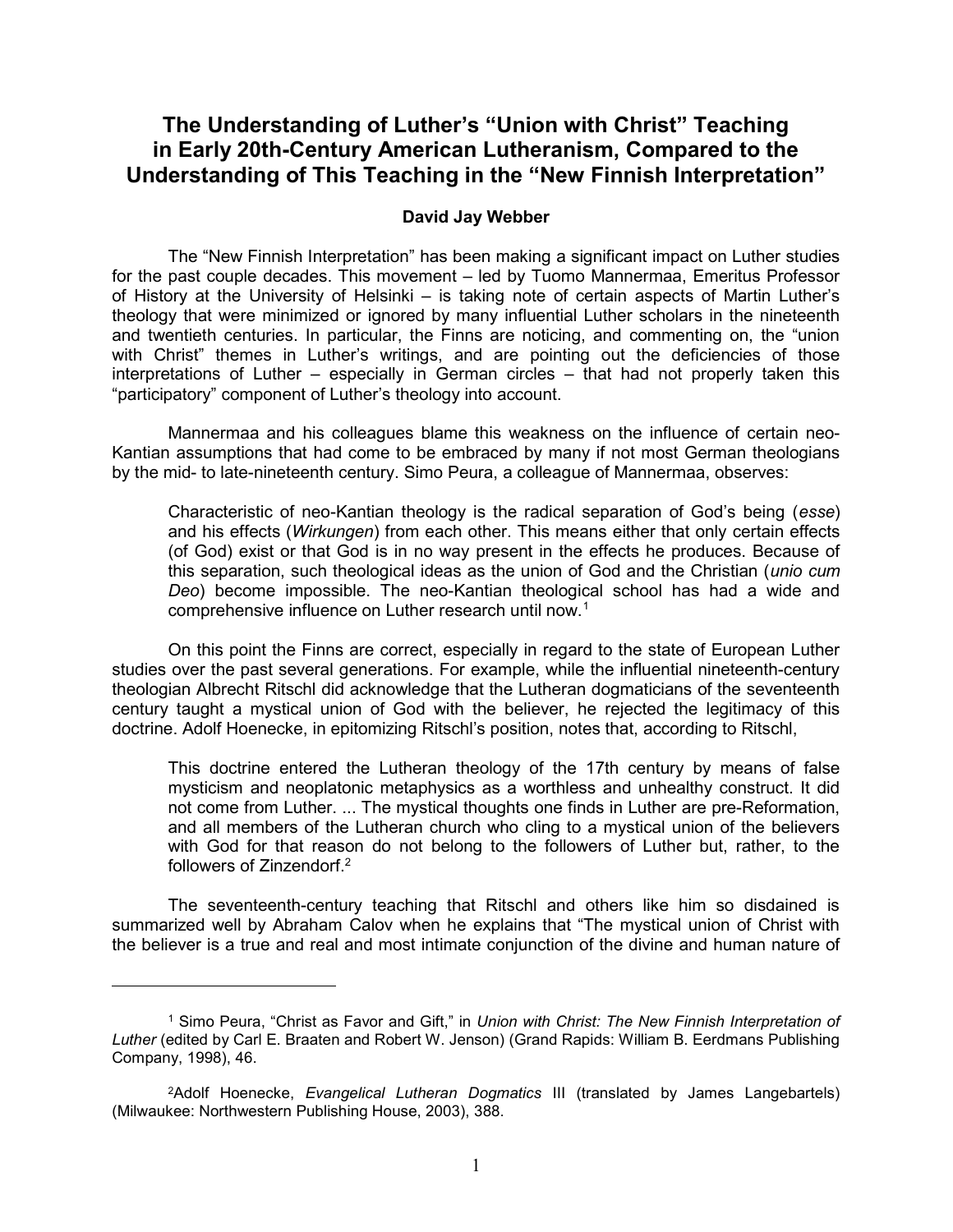# The Understanding of Luther's "Union with Christ" Teaching in Early 20th-Century American Lutheranism, Compared to the Understanding of This Teaching in the "New Finnish Interpretation"

**David Jay Webber**

The "New Finnish Interpretation" has been making a significant impact on Luther studies for the past couple decades. This movement – led by Tuomo Mannermaa, Emeritus Professor of History at the University of Helsinki – is taking note of certain aspects of Martin Luther's theology that were minimized or ignored by many influential Luther scholars in the nineteenth and twentieth centuries. In particular, the Finns are noticing, and commenting on, the "union with Christ" themes in Luther's writings, and are pointing out the deficiencies of those interpretations of Luther – especially in German circles – that had not properly taken this "participatory" component of Luther's theology into account.

Mannermaa and his colleagues blame this weakness on the influence of certain neo-Kantian assumptions that had come to be embraced by many if not most German theologians by the mid- to late-nineteenth century. Simo Peura, a colleague of Mannermaa, observes:

> Characteristic of neo-Kantian theology is the radical separation of God's being (*esse*) and his effects (*Wirkungen*) from each other. This means either that only certain effects (of God) exist or that God is in no way present in the effects he produces. Because of this separation, such theological ideas as the union of God and the Christian (*unio cum Deo*) become impossible. The neo-Kantian theological school has had a wide and comprehensive influence on Luther research until now.[1]

On this point the Finns are correct, especially in regard to the state of European Luther studies over the past several generations. For example, while the influential nineteenth-century theologian Albrecht Ritschl did acknowledge that the Lutheran dogmaticians of the seventeenth century taught a mystical union of God with the believer, he rejected the legitimacy of this doctrine. Adolf Hoenecke, in epitomizing Ritschl's position, notes that, according to Ritschl,

> This doctrine entered the Lutheran theology of the 17th century by means of false mysticism and neoplatonic metaphysics as a worthless and unhealthy construct. It did not come from Luther. ... The mystical thoughts one finds in Luther are pre-Reformation, and all members of the Lutheran church who cling to a mystical union of the believers with God for that reason do not belong to the followers of Luther but, rather, to the followers of Zinzendorf.[2]

The seventeenth-century teaching that Ritschl and others like him so disdained is summarized well by Abraham Calov when he explains that "The mystical union of Christ with the believer is a true and real and most intimate conjunction of the divine and human nature of

---

[1] Simo Peura, "Christ as Favor and Gift," in *Union with Christ: The New Finnish Interpretation of Luther* (edited by Carl E. Braaten and Robert W. Jenson) (Grand Rapids: William B. Eerdmans Publishing Company, 1998), 46.

[2] Adolf Hoenecke, *Evangelical Lutheran Dogmatics* III (translated by James Langebartels) (Milwaukee: Northwestern Publishing House, 2003), 388.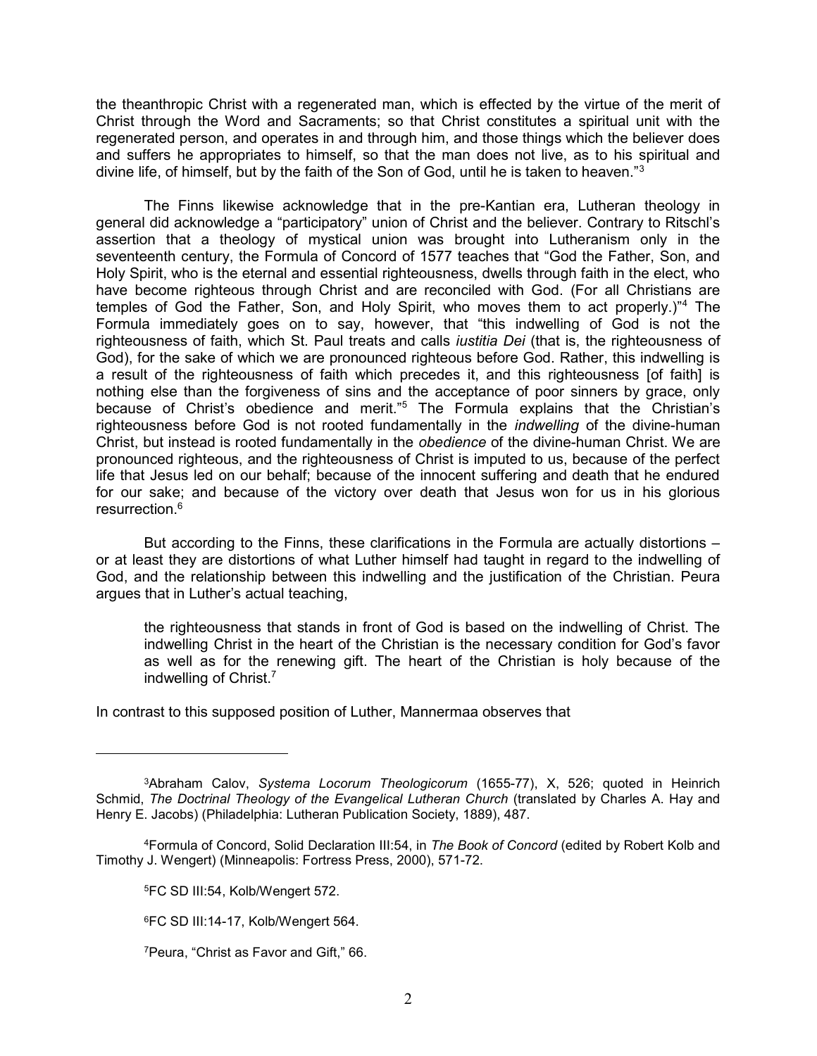the theanthropic Christ with a regenerated man, which is effected by the virtue of the merit of Christ through the Word and Sacraments; so that Christ constitutes a spiritual unit with the regenerated person, and operates in and through him, and those things which the believer does and suffers he appropriates to himself, so that the man does not live, as to his spiritual and divine life, of himself, but by the faith of the Son of God, until he is taken to heaven."[3]

The Finns likewise acknowledge that in the pre-Kantian era, Lutheran theology in general did acknowledge a "participatory" union of Christ and the believer. Contrary to Ritschl's assertion that a theology of mystical union was brought into Lutheranism only in the seventeenth century, the Formula of Concord of 1577 teaches that "God the Father, Son, and Holy Spirit, who is the eternal and essential righteousness, dwells through faith in the elect, who have become righteous through Christ and are reconciled with God. (For all Christians are temples of God the Father, Son, and Holy Spirit, who moves them to act properly.)"[4] The Formula immediately goes on to say, however, that "this indwelling of God is not the righteousness of faith, which St. Paul treats and calls *iustitia Dei* (that is, the righteousness of God), for the sake of which we are pronounced righteous before God. Rather, this indwelling is a result of the righteousness of faith which precedes it, and this righteousness [of faith] is nothing else than the forgiveness of sins and the acceptance of poor sinners by grace, only because of Christ's obedience and merit."[5] The Formula explains that the Christian's righteousness before God is not rooted fundamentally in the *indwelling* of the divine-human Christ, but instead is rooted fundamentally in the *obedience* of the divine-human Christ. We are pronounced righteous, and the righteousness of Christ is imputed to us, because of the perfect life that Jesus led on our behalf; because of the innocent suffering and death that he endured for our sake; and because of the victory over death that Jesus won for us in his glorious resurrection.[6]

But according to the Finns, these clarifications in the Formula are actually distortions – or at least they are distortions of what Luther himself had taught in regard to the indwelling of God, and the relationship between this indwelling and the justification of the Christian. Peura argues that in Luther's actual teaching,

> the righteousness that stands in front of God is based on the indwelling of Christ. The indwelling Christ in the heart of the Christian is the necessary condition for God's favor as well as for the renewing gift. The heart of the Christian is holy because of the indwelling of Christ.[7]

In contrast to this supposed position of Luther, Mannermaa observes that

---

[3] Abraham Calov, *Systema Locorum Theologicorum* (1655-77), X, 526; quoted in Heinrich Schmid, *The Doctrinal Theology of the Evangelical Lutheran Church* (translated by Charles A. Hay and Henry E. Jacobs) (Philadelphia: Lutheran Publication Society, 1889), 487.

[4] Formula of Concord, Solid Declaration III:54, in *The Book of Concord* (edited by Robert Kolb and Timothy J. Wengert) (Minneapolis: Fortress Press, 2000), 571-72.

[5] FC SD III:54, Kolb/Wengert 572.

[6] FC SD III:14-17, Kolb/Wengert 564.

[7] Peura, "Christ as Favor and Gift," 66.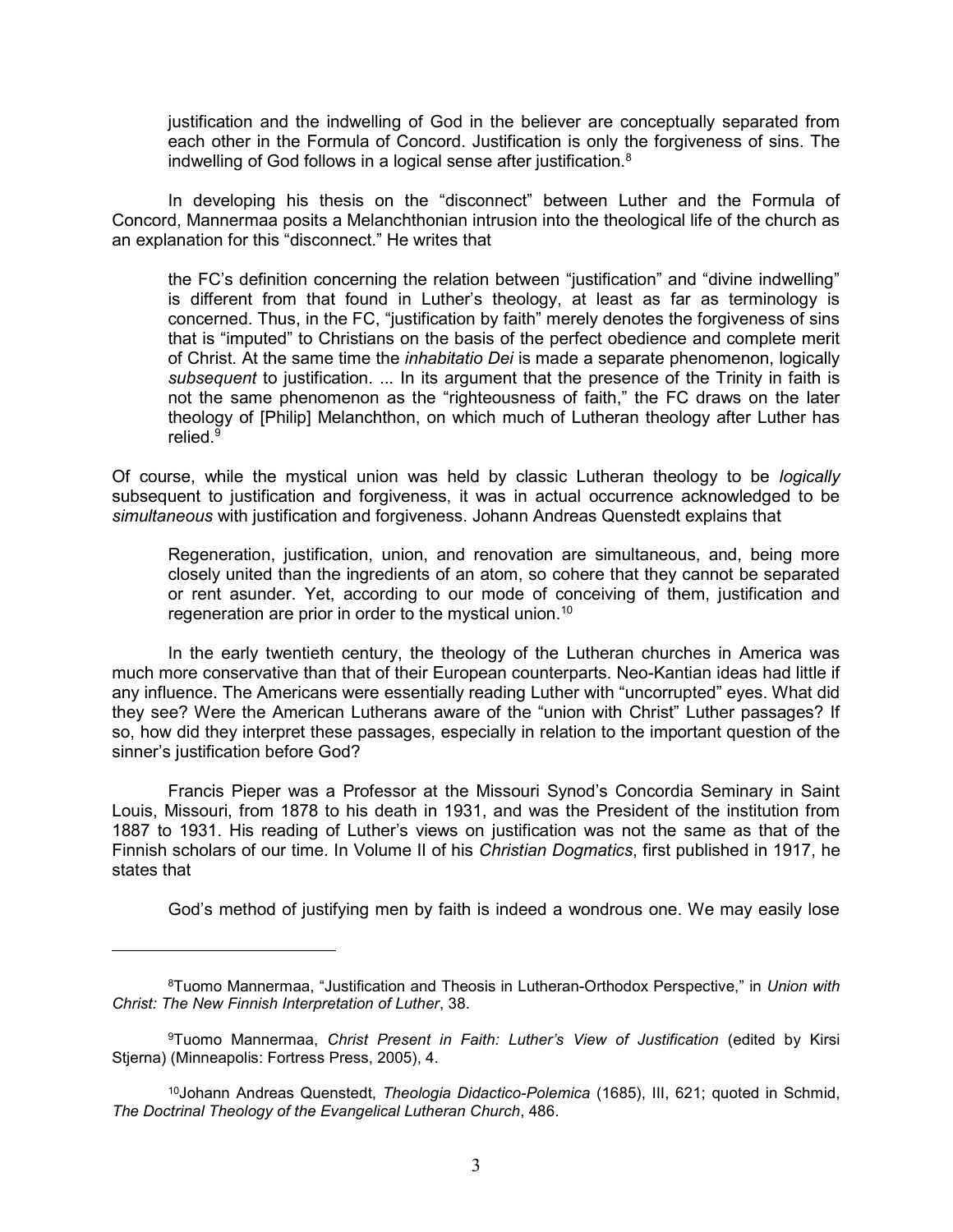> justification and the indwelling of God in the believer are conceptually separated from each other in the Formula of Concord. Justification is only the forgiveness of sins. The indwelling of God follows in a logical sense after justification.[8]

In developing his thesis on the "disconnect" between Luther and the Formula of Concord, Mannermaa posits a Melanchthonian intrusion into the theological life of the church as an explanation for this "disconnect." He writes that

> the FC's definition concerning the relation between "justification" and "divine indwelling" is different from that found in Luther's theology, at least as far as terminology is concerned. Thus, in the FC, "justification by faith" merely denotes the forgiveness of sins that is "imputed" to Christians on the basis of the perfect obedience and complete merit of Christ. At the same time the *inhabitatio Dei* is made a separate phenomenon, logically *subsequent* to justification. ... In its argument that the presence of the Trinity in faith is not the same phenomenon as the "righteousness of faith," the FC draws on the later theology of [Philip] Melanchthon, on which much of Lutheran theology after Luther has relied.[9]

Of course, while the mystical union was held by classic Lutheran theology to be *logically* subsequent to justification and forgiveness, it was in actual occurrence acknowledged to be *simultaneous* with justification and forgiveness. Johann Andreas Quenstedt explains that

> Regeneration, justification, union, and renovation are simultaneous, and, being more closely united than the ingredients of an atom, so cohere that they cannot be separated or rent asunder. Yet, according to our mode of conceiving of them, justification and regeneration are prior in order to the mystical union.[10]

In the early twentieth century, the theology of the Lutheran churches in America was much more conservative than that of their European counterparts. Neo-Kantian ideas had little if any influence. The Americans were essentially reading Luther with "uncorrupted" eyes. What did they see? Were the American Lutherans aware of the "union with Christ" Luther passages? If so, how did they interpret these passages, especially in relation to the important question of the sinner's justification before God?

Francis Pieper was a Professor at the Missouri Synod's Concordia Seminary in Saint Louis, Missouri, from 1878 to his death in 1931, and was the President of the institution from 1887 to 1931. His reading of Luther's views on justification was not the same as that of the Finnish scholars of our time. In Volume II of his *Christian Dogmatics*, first published in 1917, he states that

> God's method of justifying men by faith is indeed a wondrous one. We may easily lose

---

[8]Tuomo Mannermaa, "Justification and Theosis in Lutheran-Orthodox Perspective," in *Union with Christ: The New Finnish Interpretation of Luther*, 38.

[9]Tuomo Mannermaa, *Christ Present in Faith: Luther's View of Justification* (edited by Kirsi Stjerna) (Minneapolis: Fortress Press, 2005), 4.

[10]Johann Andreas Quenstedt, *Theologia Didactico-Polemica* (1685), III, 621; quoted in Schmid, *The Doctrinal Theology of the Evangelical Lutheran Church*, 486.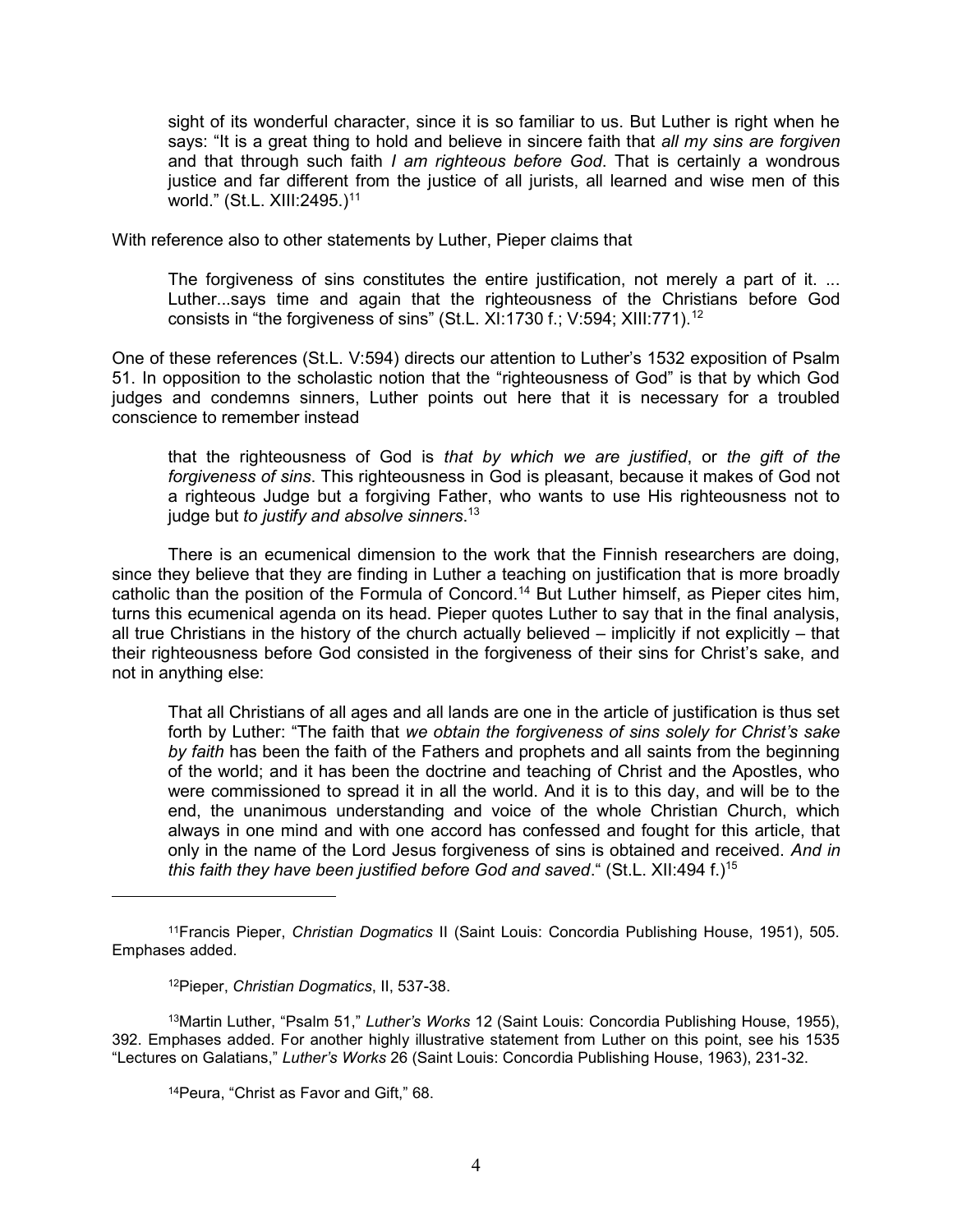> sight of its wonderful character, since it is so familiar to us. But Luther is right when he says: "It is a great thing to hold and believe in sincere faith that *all my sins are forgiven* and that through such faith *I am righteous before God*. That is certainly a wondrous justice and far different from the justice of all jurists, all learned and wise men of this world." (St.L. XIII:2495.)[11]

With reference also to other statements by Luther, Pieper claims that

> The forgiveness of sins constitutes the entire justification, not merely a part of it. ... Luther...says time and again that the righteousness of the Christians before God consists in "the forgiveness of sins" (St.L. XI:1730 f.; V:594; XIII:771).[12]

One of these references (St.L. V:594) directs our attention to Luther's 1532 exposition of Psalm 51. In opposition to the scholastic notion that the "righteousness of God" is that by which God judges and condemns sinners, Luther points out here that it is necessary for a troubled conscience to remember instead

> that the righteousness of God is *that by which we are justified*, or *the gift of the forgiveness of sins*. This righteousness in God is pleasant, because it makes of God not a righteous Judge but a forgiving Father, who wants to use His righteousness not to judge but *to justify and absolve sinners*.[13]

There is an ecumenical dimension to the work that the Finnish researchers are doing, since they believe that they are finding in Luther a teaching on justification that is more broadly catholic than the position of the Formula of Concord.[14] But Luther himself, as Pieper cites him, turns this ecumenical agenda on its head. Pieper quotes Luther to say that in the final analysis, all true Christians in the history of the church actually believed – implicitly if not explicitly – that their righteousness before God consisted in the forgiveness of their sins for Christ's sake, and not in anything else:

> That all Christians of all ages and all lands are one in the article of justification is thus set forth by Luther: "The faith that *we obtain the forgiveness of sins solely for Christ's sake by faith* has been the faith of the Fathers and prophets and all saints from the beginning of the world; and it has been the doctrine and teaching of Christ and the Apostles, who were commissioned to spread it in all the world. And it is to this day, and will be to the end, the unanimous understanding and voice of the whole Christian Church, which always in one mind and with one accord has confessed and fought for this article, that only in the name of the Lord Jesus forgiveness of sins is obtained and received. *And in this faith they have been justified before God and saved*." (St.L. XII:494 f.)[15]

---

[11] Francis Pieper, *Christian Dogmatics* II (Saint Louis: Concordia Publishing House, 1951), 505. Emphases added.

[12] Pieper, *Christian Dogmatics*, II, 537-38.

[13] Martin Luther, "Psalm 51," *Luther's Works* 12 (Saint Louis: Concordia Publishing House, 1955), 392. Emphases added. For another highly illustrative statement from Luther on this point, see his 1535 "Lectures on Galatians," *Luther's Works* 26 (Saint Louis: Concordia Publishing House, 1963), 231-32.

[14] Peura, "Christ as Favor and Gift," 68.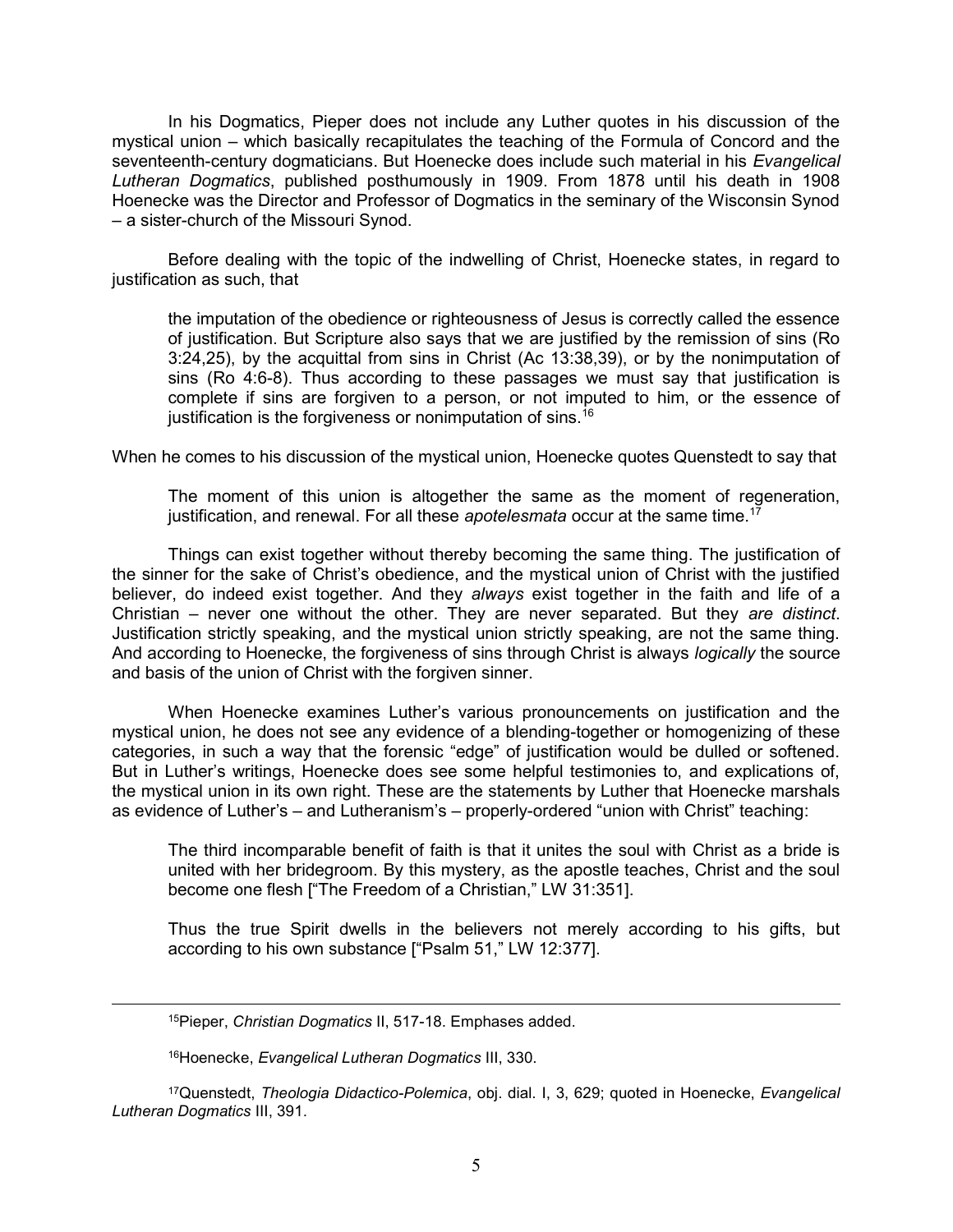In his Dogmatics, Pieper does not include any Luther quotes in his discussion of the mystical union – which basically recapitulates the teaching of the Formula of Concord and the seventeenth-century dogmaticians. But Hoenecke does include such material in his *Evangelical Lutheran Dogmatics*, published posthumously in 1909. From 1878 until his death in 1908 Hoenecke was the Director and Professor of Dogmatics in the seminary of the Wisconsin Synod – a sister-church of the Missouri Synod.

Before dealing with the topic of the indwelling of Christ, Hoenecke states, in regard to justification as such, that

> the imputation of the obedience or righteousness of Jesus is correctly called the essence of justification. But Scripture also says that we are justified by the remission of sins (Ro 3:24,25), by the acquittal from sins in Christ (Ac 13:38,39), or by the nonimputation of sins (Ro 4:6-8). Thus according to these passages we must say that justification is complete if sins are forgiven to a person, or not imputed to him, or the essence of justification is the forgiveness or nonimputation of sins.[16]

When he comes to his discussion of the mystical union, Hoenecke quotes Quenstedt to say that

> The moment of this union is altogether the same as the moment of regeneration, justification, and renewal. For all these *apotelesmata* occur at the same time.[17]

Things can exist together without thereby becoming the same thing. The justification of the sinner for the sake of Christ's obedience, and the mystical union of Christ with the justified believer, do indeed exist together. And they *always* exist together in the faith and life of a Christian – never one without the other. They are never separated. But they *are distinct*. Justification strictly speaking, and the mystical union strictly speaking, are not the same thing. And according to Hoenecke, the forgiveness of sins through Christ is always *logically* the source and basis of the union of Christ with the forgiven sinner.

When Hoenecke examines Luther's various pronouncements on justification and the mystical union, he does not see any evidence of a blending-together or homogenizing of these categories, in such a way that the forensic "edge" of justification would be dulled or softened. But in Luther's writings, Hoenecke does see some helpful testimonies to, and explications of, the mystical union in its own right. These are the statements by Luther that Hoenecke marshals as evidence of Luther's – and Lutheranism's – properly-ordered "union with Christ" teaching:

> The third incomparable benefit of faith is that it unites the soul with Christ as a bride is united with her bridegroom. By this mystery, as the apostle teaches, Christ and the soul become one flesh ["The Freedom of a Christian," LW 31:351].

> Thus the true Spirit dwells in the believers not merely according to his gifts, but according to his own substance ["Psalm 51," LW 12:377].

---

[15]Pieper, *Christian Dogmatics* II, 517-18. Emphases added.

[16]Hoenecke, *Evangelical Lutheran Dogmatics* III, 330.

[17]Quenstedt, *Theologia Didactico-Polemica*, obj. dial. I, 3, 629; quoted in Hoenecke, *Evangelical Lutheran Dogmatics* III, 391.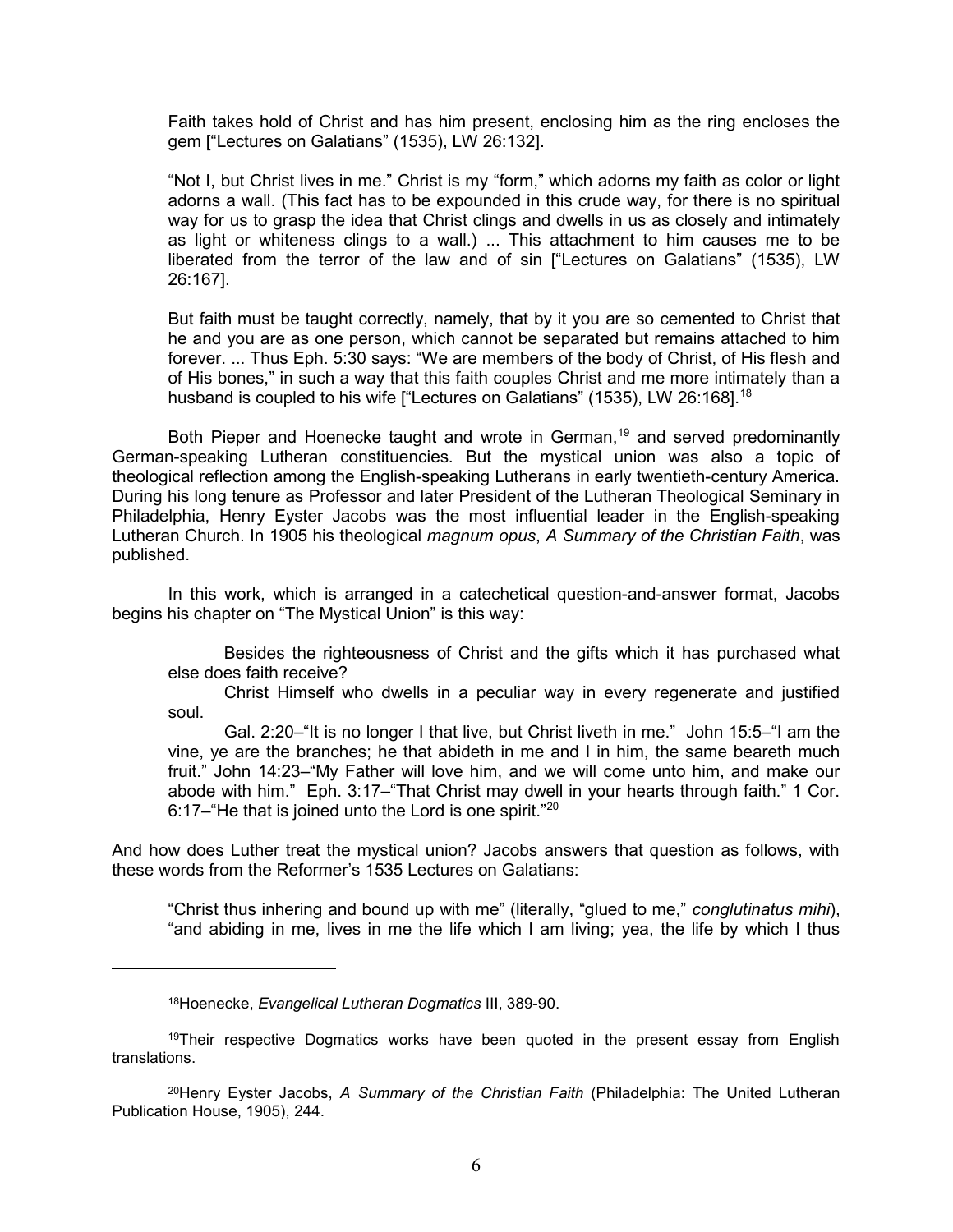> Faith takes hold of Christ and has him present, enclosing him as the ring encloses the gem ["Lectures on Galatians" (1535), LW 26:132].
>
> "Not I, but Christ lives in me." Christ is my "form," which adorns my faith as color or light adorns a wall. (This fact has to be expounded in this crude way, for there is no spiritual way for us to grasp the idea that Christ clings and dwells in us as closely and intimately as light or whiteness clings to a wall.) ... This attachment to him causes me to be liberated from the terror of the law and of sin ["Lectures on Galatians" (1535), LW 26:167].
>
> But faith must be taught correctly, namely, that by it you are so cemented to Christ that he and you are as one person, which cannot be separated but remains attached to him forever. ... Thus Eph. 5:30 says: "We are members of the body of Christ, of His flesh and of His bones," in such a way that this faith couples Christ and me more intimately than a husband is coupled to his wife ["Lectures on Galatians" (1535), LW 26:168].[18]

Both Pieper and Hoenecke taught and wrote in German,[19] and served predominantly German-speaking Lutheran constituencies. But the mystical union was also a topic of theological reflection among the English-speaking Lutherans in early twentieth-century America. During his long tenure as Professor and later President of the Lutheran Theological Seminary in Philadelphia, Henry Eyster Jacobs was the most influential leader in the English-speaking Lutheran Church. In 1905 his theological *magnum opus*, *A Summary of the Christian Faith*, was published.

In this work, which is arranged in a catechetical question-and-answer format, Jacobs begins his chapter on "The Mystical Union" is this way:

> Besides the righteousness of Christ and the gifts which it has purchased what else does faith receive?
>
> Christ Himself who dwells in a peculiar way in every regenerate and justified soul.
>
> Gal. 2:20–"It is no longer I that live, but Christ liveth in me." John 15:5–"I am the vine, ye are the branches; he that abideth in me and I in him, the same beareth much fruit." John 14:23–"My Father will love him, and we will come unto him, and make our abode with him." Eph. 3:17–"That Christ may dwell in your hearts through faith." 1 Cor. 6:17–"He that is joined unto the Lord is one spirit."[20]

And how does Luther treat the mystical union? Jacobs answers that question as follows, with these words from the Reformer's 1535 Lectures on Galatians:

> "Christ thus inhering and bound up with me" (literally, "glued to me," *conglutinatus mihi*), "and abiding in me, lives in me the life which I am living; yea, the life by which I thus

---

[18] Hoenecke, *Evangelical Lutheran Dogmatics* III, 389-90.

[19] Their respective Dogmatics works have been quoted in the present essay from English translations.

[20] Henry Eyster Jacobs, *A Summary of the Christian Faith* (Philadelphia: The United Lutheran Publication House, 1905), 244.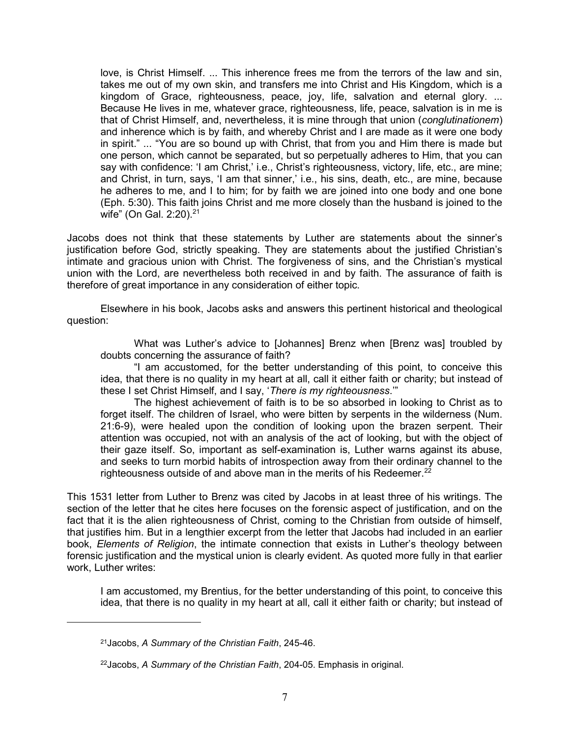> love, is Christ Himself. ... This inherence frees me from the terrors of the law and sin, takes me out of my own skin, and transfers me into Christ and His Kingdom, which is a kingdom of Grace, righteousness, peace, joy, life, salvation and eternal glory. ... Because He lives in me, whatever grace, righteousness, life, peace, salvation is in me is that of Christ Himself, and, nevertheless, it is mine through that union (*conglutinationem*) and inherence which is by faith, and whereby Christ and I are made as it were one body in spirit." ... "You are so bound up with Christ, that from you and Him there is made but one person, which cannot be separated, but so perpetually adheres to Him, that you can say with confidence: 'I am Christ,' i.e., Christ's righteousness, victory, life, etc., are mine; and Christ, in turn, says, 'I am that sinner,' i.e., his sins, death, etc., are mine, because he adheres to me, and I to him; for by faith we are joined into one body and one bone (Eph. 5:30). This faith joins Christ and me more closely than the husband is joined to the wife" (On Gal. 2:20).[21]

Jacobs does not think that these statements by Luther are statements about the sinner's justification before God, strictly speaking. They are statements about the justified Christian's intimate and gracious union with Christ. The forgiveness of sins, and the Christian's mystical union with the Lord, are nevertheless both received in and by faith. The assurance of faith is therefore of great importance in any consideration of either topic.

Elsewhere in his book, Jacobs asks and answers this pertinent historical and theological question:

> What was Luther's advice to [Johannes] Brenz when [Brenz was] troubled by doubts concerning the assurance of faith?
>
> "I am accustomed, for the better understanding of this point, to conceive this idea, that there is no quality in my heart at all, call it either faith or charity; but instead of these I set Christ Himself, and I say, '*There is my righteousness*.'"
>
> The highest achievement of faith is to be so absorbed in looking to Christ as to forget itself. The children of Israel, who were bitten by serpents in the wilderness (Num. 21:6-9), were healed upon the condition of looking upon the brazen serpent. Their attention was occupied, not with an analysis of the act of looking, but with the object of their gaze itself. So, important as self-examination is, Luther warns against its abuse, and seeks to turn morbid habits of introspection away from their ordinary channel to the righteousness outside of and above man in the merits of his Redeemer.[22]

This 1531 letter from Luther to Brenz was cited by Jacobs in at least three of his writings. The section of the letter that he cites here focuses on the forensic aspect of justification, and on the fact that it is the alien righteousness of Christ, coming to the Christian from outside of himself, that justifies him. But in a lengthier excerpt from the letter that Jacobs had included in an earlier book, *Elements of Religion*, the intimate connection that exists in Luther's theology between forensic justification and the mystical union is clearly evident. As quoted more fully in that earlier work, Luther writes:

> I am accustomed, my Brentius, for the better understanding of this point, to conceive this idea, that there is no quality in my heart at all, call it either faith or charity; but instead of

---

[21] Jacobs, *A Summary of the Christian Faith*, 245-46.

[22] Jacobs, *A Summary of the Christian Faith*, 204-05. Emphasis in original.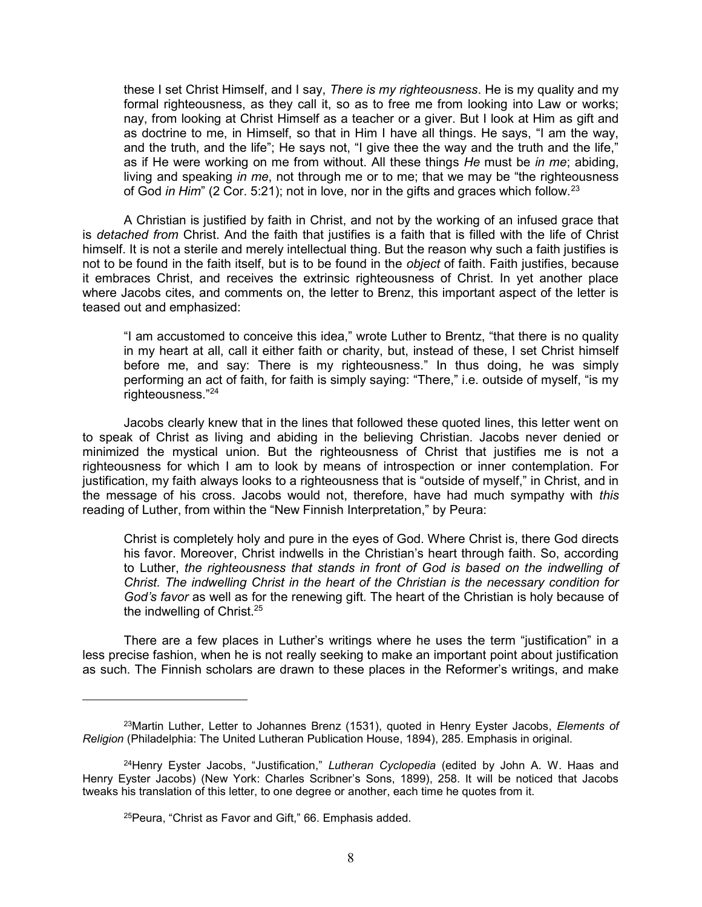> these I set Christ Himself, and I say, *There is my righteousness*. He is my quality and my formal righteousness, as they call it, so as to free me from looking into Law or works; nay, from looking at Christ Himself as a teacher or a giver. But I look at Him as gift and as doctrine to me, in Himself, so that in Him I have all things. He says, "I am the way, and the truth, and the life"; He says not, "I give thee the way and the truth and the life," as if He were working on me from without. All these things *He* must be *in me*; abiding, living and speaking *in me*, not through me or to me; that we may be "the righteousness of God *in Him*" (2 Cor. 5:21); not in love, nor in the gifts and graces which follow.[23]

A Christian is justified by faith in Christ, and not by the working of an infused grace that is *detached from* Christ. And the faith that justifies is a faith that is filled with the life of Christ himself. It is not a sterile and merely intellectual thing. But the reason why such a faith justifies is not to be found in the faith itself, but is to be found in the *object* of faith. Faith justifies, because it embraces Christ, and receives the extrinsic righteousness of Christ. In yet another place where Jacobs cites, and comments on, the letter to Brenz, this important aspect of the letter is teased out and emphasized:

> "I am accustomed to conceive this idea," wrote Luther to Brentz, "that there is no quality in my heart at all, call it either faith or charity, but, instead of these, I set Christ himself before me, and say: There is my righteousness." In thus doing, he was simply performing an act of faith, for faith is simply saying: "There," i.e. outside of myself, "is my righteousness."[24]

Jacobs clearly knew that in the lines that followed these quoted lines, this letter went on to speak of Christ as living and abiding in the believing Christian. Jacobs never denied or minimized the mystical union. But the righteousness of Christ that justifies me is not a righteousness for which I am to look by means of introspection or inner contemplation. For justification, my faith always looks to a righteousness that is "outside of myself," in Christ, and in the message of his cross. Jacobs would not, therefore, have had much sympathy with *this* reading of Luther, from within the "New Finnish Interpretation," by Peura:

> Christ is completely holy and pure in the eyes of God. Where Christ is, there God directs his favor. Moreover, Christ indwells in the Christian's heart through faith. So, according to Luther, *the righteousness that stands in front of God is based on the indwelling of Christ. The indwelling Christ in the heart of the Christian is the necessary condition for God's favor* as well as for the renewing gift. The heart of the Christian is holy because of the indwelling of Christ.[25]

There are a few places in Luther's writings where he uses the term "justification" in a less precise fashion, when he is not really seeking to make an important point about justification as such. The Finnish scholars are drawn to these places in the Reformer's writings, and make

---

[23]Martin Luther, Letter to Johannes Brenz (1531), quoted in Henry Eyster Jacobs, *Elements of Religion* (Philadelphia: The United Lutheran Publication House, 1894), 285. Emphasis in original.

[24]Henry Eyster Jacobs, "Justification," *Lutheran Cyclopedia* (edited by John A. W. Haas and Henry Eyster Jacobs) (New York: Charles Scribner's Sons, 1899), 258. It will be noticed that Jacobs tweaks his translation of this letter, to one degree or another, each time he quotes from it.

[25]Peura, "Christ as Favor and Gift," 66. Emphasis added.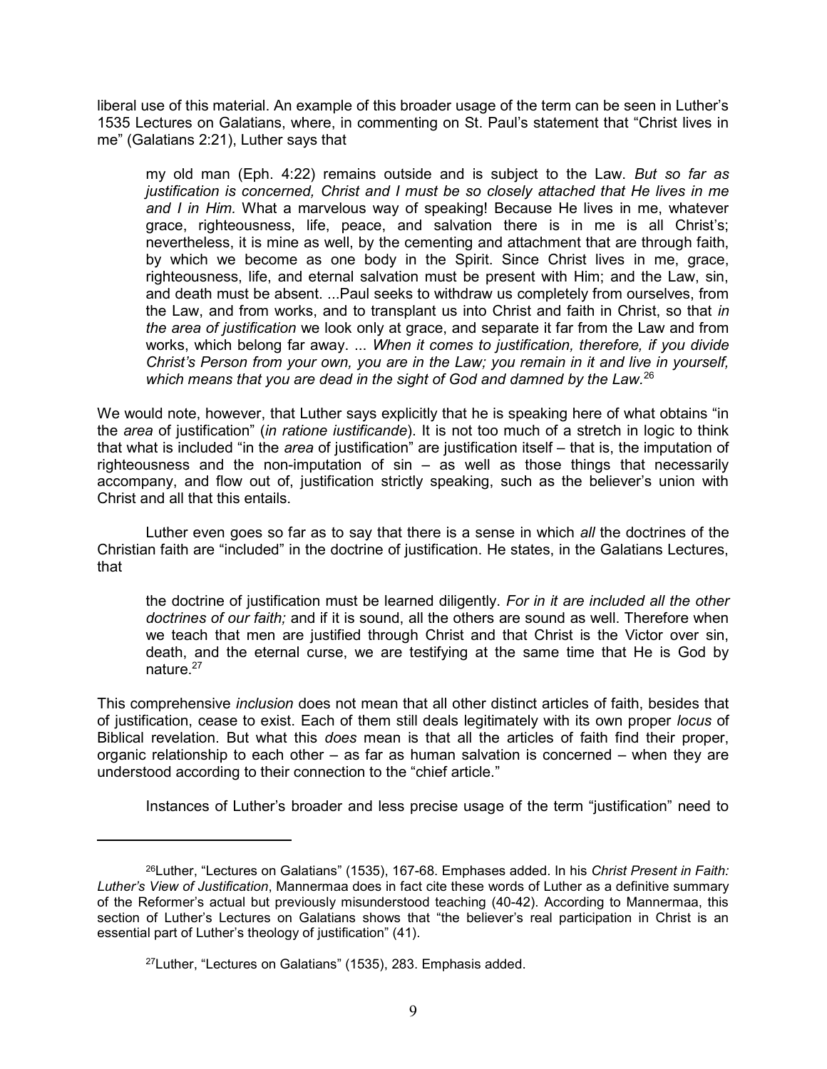liberal use of this material. An example of this broader usage of the term can be seen in Luther's 1535 Lectures on Galatians, where, in commenting on St. Paul's statement that "Christ lives in me" (Galatians 2:21), Luther says that

> my old man (Eph. 4:22) remains outside and is subject to the Law. *But so far as justification is concerned, Christ and I must be so closely attached that He lives in me and I in Him.* What a marvelous way of speaking! Because He lives in me, whatever grace, righteousness, life, peace, and salvation there is in me is all Christ's; nevertheless, it is mine as well, by the cementing and attachment that are through faith, by which we become as one body in the Spirit. Since Christ lives in me, grace, righteousness, life, and eternal salvation must be present with Him; and the Law, sin, and death must be absent. ...Paul seeks to withdraw us completely from ourselves, from the Law, and from works, and to transplant us into Christ and faith in Christ, so that *in the area of justification* we look only at grace, and separate it far from the Law and from works, which belong far away. ... *When it comes to justification, therefore, if you divide Christ's Person from your own, you are in the Law; you remain in it and live in yourself, which means that you are dead in the sight of God and damned by the Law.*[26]

We would note, however, that Luther says explicitly that he is speaking here of what obtains "in the *area* of justification" (*in ratione iustificande*). It is not too much of a stretch in logic to think that what is included "in the *area* of justification" are justification itself – that is, the imputation of righteousness and the non-imputation of sin – as well as those things that necessarily accompany, and flow out of, justification strictly speaking, such as the believer's union with Christ and all that this entails.

Luther even goes so far as to say that there is a sense in which *all* the doctrines of the Christian faith are "included" in the doctrine of justification. He states, in the Galatians Lectures, that

> the doctrine of justification must be learned diligently. *For in it are included all the other doctrines of our faith;* and if it is sound, all the others are sound as well. Therefore when we teach that men are justified through Christ and that Christ is the Victor over sin, death, and the eternal curse, we are testifying at the same time that He is God by nature.[27]

This comprehensive *inclusion* does not mean that all other distinct articles of faith, besides that of justification, cease to exist. Each of them still deals legitimately with its own proper *locus* of Biblical revelation. But what this *does* mean is that all the articles of faith find their proper, organic relationship to each other – as far as human salvation is concerned – when they are understood according to their connection to the "chief article."

Instances of Luther's broader and less precise usage of the term "justification" need to

---

[26]Luther, "Lectures on Galatians" (1535), 167-68. Emphases added. In his *Christ Present in Faith: Luther's View of Justification*, Mannermaa does in fact cite these words of Luther as a definitive summary of the Reformer's actual but previously misunderstood teaching (40-42). According to Mannermaa, this section of Luther's Lectures on Galatians shows that "the believer's real participation in Christ is an essential part of Luther's theology of justification" (41).

[27]Luther, "Lectures on Galatians" (1535), 283. Emphasis added.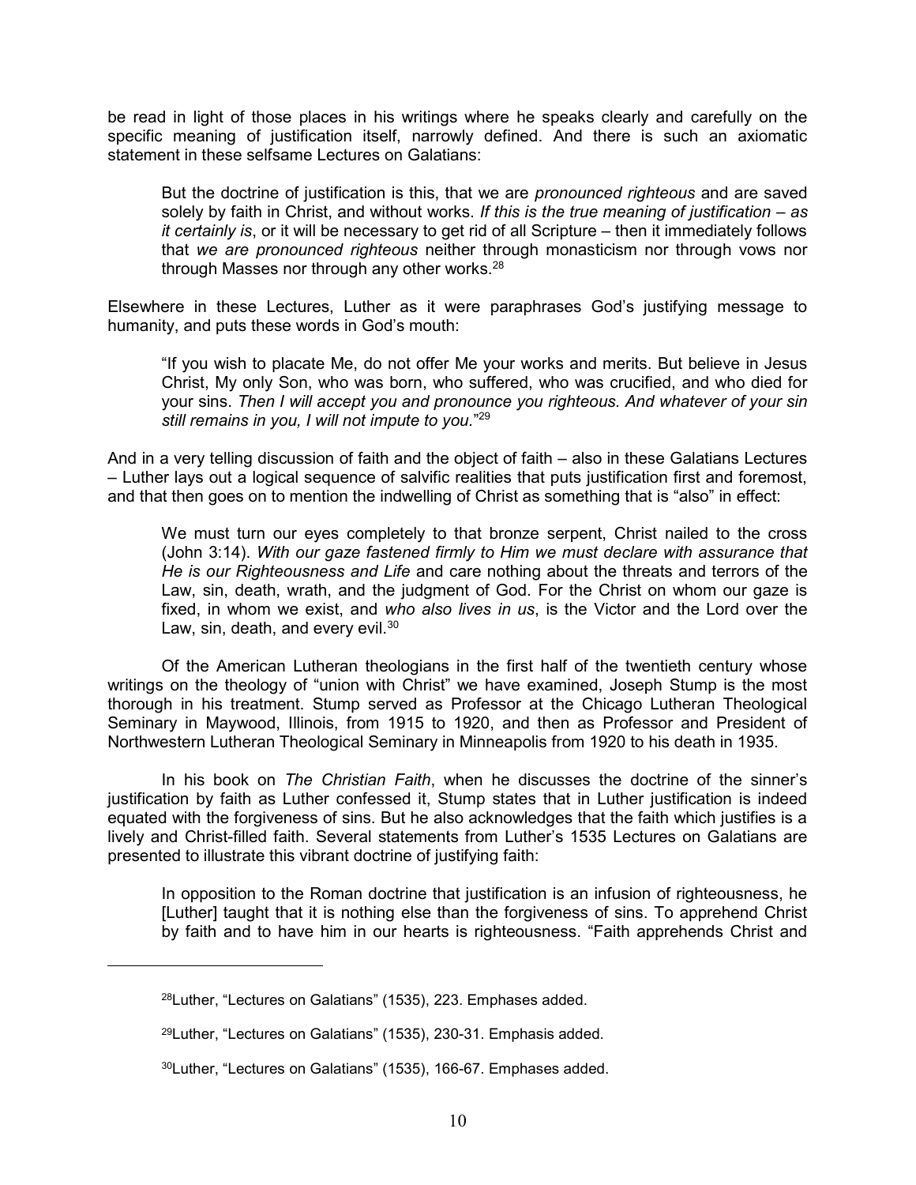be read in light of those places in his writings where he speaks clearly and carefully on the specific meaning of justification itself, narrowly defined. And there is such an axiomatic statement in these selfsame Lectures on Galatians:

> But the doctrine of justification is this, that we are *pronounced righteous* and are saved solely by faith in Christ, and without works. *If this is the true meaning of justification – as it certainly is*, or it will be necessary to get rid of all Scripture – then it immediately follows that *we are pronounced righteous* neither through monasticism nor through vows nor through Masses nor through any other works.[28]

Elsewhere in these Lectures, Luther as it were paraphrases God's justifying message to humanity, and puts these words in God's mouth:

> "If you wish to placate Me, do not offer Me your works and merits. But believe in Jesus Christ, My only Son, who was born, who suffered, who was crucified, and who died for your sins. *Then I will accept you and pronounce you righteous. And whatever of your sin still remains in you, I will not impute to you.*"[29]

And in a very telling discussion of faith and the object of faith – also in these Galatians Lectures – Luther lays out a logical sequence of salvific realities that puts justification first and foremost, and that then goes on to mention the indwelling of Christ as something that is "also" in effect:

> We must turn our eyes completely to that bronze serpent, Christ nailed to the cross (John 3:14). *With our gaze fastened firmly to Him we must declare with assurance that He is our Righteousness and Life* and care nothing about the threats and terrors of the Law, sin, death, wrath, and the judgment of God. For the Christ on whom our gaze is fixed, in whom we exist, and *who also lives in us*, is the Victor and the Lord over the Law, sin, death, and every evil.[30]

Of the American Lutheran theologians in the first half of the twentieth century whose writings on the theology of "union with Christ" we have examined, Joseph Stump is the most thorough in his treatment. Stump served as Professor at the Chicago Lutheran Theological Seminary in Maywood, Illinois, from 1915 to 1920, and then as Professor and President of Northwestern Lutheran Theological Seminary in Minneapolis from 1920 to his death in 1935.

In his book on *The Christian Faith*, when he discusses the doctrine of the sinner's justification by faith as Luther confessed it, Stump states that in Luther justification is indeed equated with the forgiveness of sins. But he also acknowledges that the faith which justifies is a lively and Christ-filled faith. Several statements from Luther's 1535 Lectures on Galatians are presented to illustrate this vibrant doctrine of justifying faith:

> In opposition to the Roman doctrine that justification is an infusion of righteousness, he [Luther] taught that it is nothing else than the forgiveness of sins. To apprehend Christ by faith and to have him in our hearts is righteousness. "Faith apprehends Christ and

---

[28] Luther, "Lectures on Galatians" (1535), 223. Emphases added.

[29] Luther, "Lectures on Galatians" (1535), 230-31. Emphasis added.

[30] Luther, "Lectures on Galatians" (1535), 166-67. Emphases added.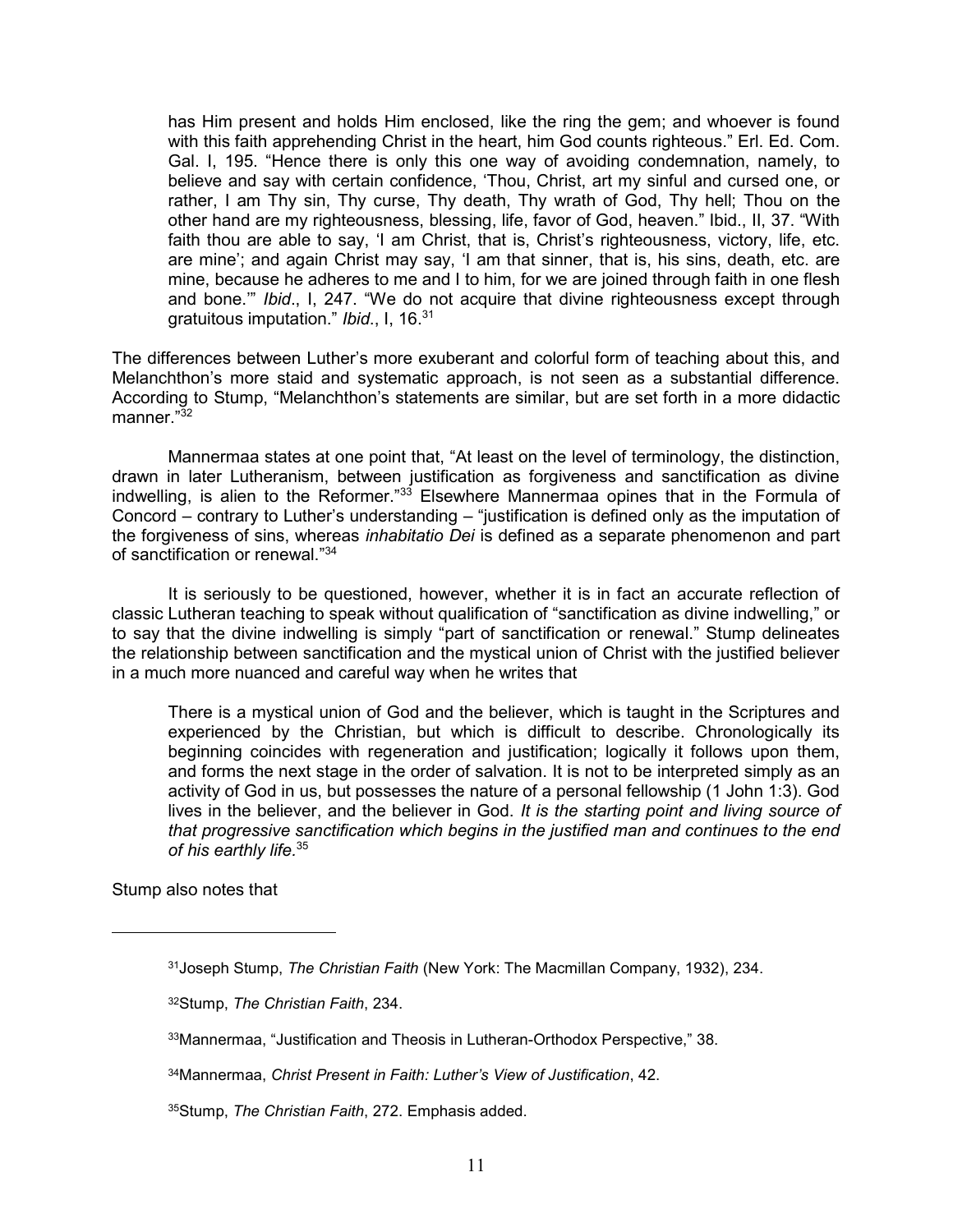> has Him present and holds Him enclosed, like the ring the gem; and whoever is found with this faith apprehending Christ in the heart, him God counts righteous." Erl. Ed. Com. Gal. I, 195. "Hence there is only this one way of avoiding condemnation, namely, to believe and say with certain confidence, 'Thou, Christ, art my sinful and cursed one, or rather, I am Thy sin, Thy curse, Thy death, Thy wrath of God, Thy hell; Thou on the other hand are my righteousness, blessing, life, favor of God, heaven." Ibid., II, 37. "With faith thou are able to say, 'I am Christ, that is, Christ's righteousness, victory, life, etc. are mine'; and again Christ may say, 'I am that sinner, that is, his sins, death, etc. are mine, because he adheres to me and I to him, for we are joined through faith in one flesh and bone.'" *Ibid*., I, 247. "We do not acquire that divine righteousness except through gratuitous imputation." *Ibid*., I, 16.[31]

The differences between Luther's more exuberant and colorful form of teaching about this, and Melanchthon's more staid and systematic approach, is not seen as a substantial difference. According to Stump, "Melanchthon's statements are similar, but are set forth in a more didactic manner."[32]

Mannermaa states at one point that, "At least on the level of terminology, the distinction, drawn in later Lutheranism, between justification as forgiveness and sanctification as divine indwelling, is alien to the Reformer."[33] Elsewhere Mannermaa opines that in the Formula of Concord – contrary to Luther's understanding – "justification is defined only as the imputation of the forgiveness of sins, whereas *inhabitatio Dei* is defined as a separate phenomenon and part of sanctification or renewal."[34]

It is seriously to be questioned, however, whether it is in fact an accurate reflection of classic Lutheran teaching to speak without qualification of "sanctification as divine indwelling," or to say that the divine indwelling is simply "part of sanctification or renewal." Stump delineates the relationship between sanctification and the mystical union of Christ with the justified believer in a much more nuanced and careful way when he writes that

> There is a mystical union of God and the believer, which is taught in the Scriptures and experienced by the Christian, but which is difficult to describe. Chronologically its beginning coincides with regeneration and justification; logically it follows upon them, and forms the next stage in the order of salvation. It is not to be interpreted simply as an activity of God in us, but possesses the nature of a personal fellowship (1 John 1:3). God lives in the believer, and the believer in God. *It is the starting point and living source of that progressive sanctification which begins in the justified man and continues to the end of his earthly life.*[35]

Stump also notes that

---

[31] Joseph Stump, *The Christian Faith* (New York: The Macmillan Company, 1932), 234.

[32] Stump, *The Christian Faith*, 234.

[33] Mannermaa, "Justification and Theosis in Lutheran-Orthodox Perspective," 38.

[34] Mannermaa, *Christ Present in Faith: Luther's View of Justification*, 42.

[35] Stump, *The Christian Faith*, 272. Emphasis added.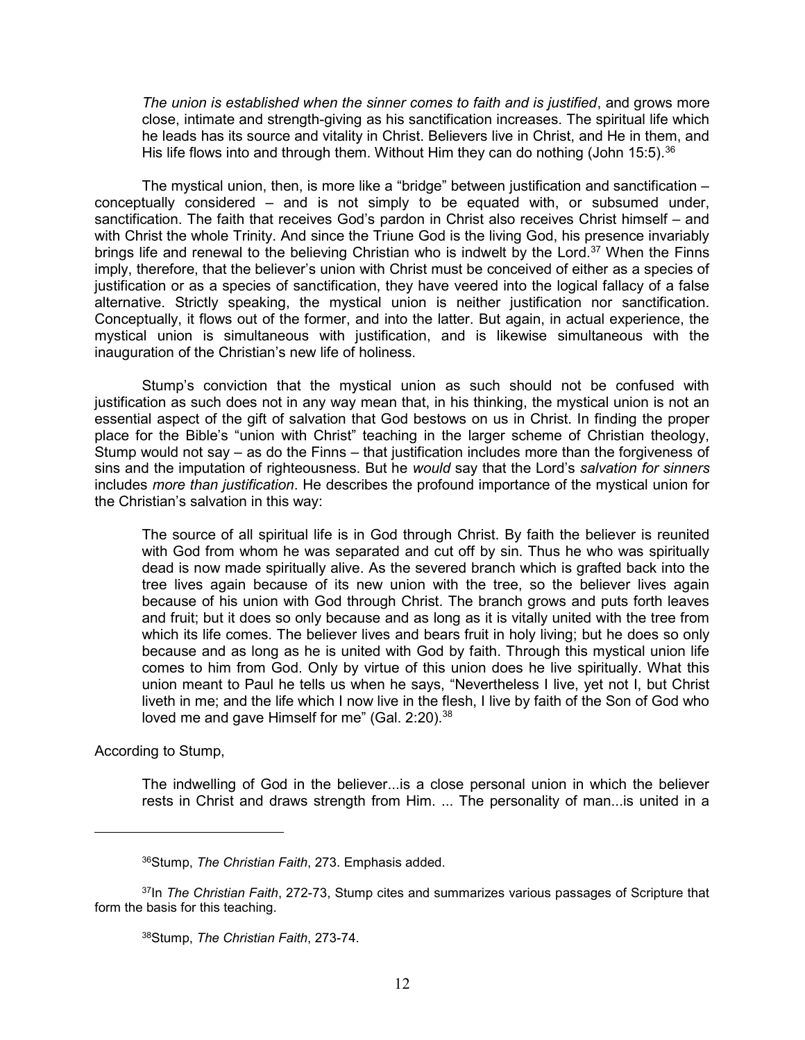> *The union is established when the sinner comes to faith and is justified*, and grows more close, intimate and strength-giving as his sanctification increases. The spiritual life which he leads has its source and vitality in Christ. Believers live in Christ, and He in them, and His life flows into and through them. Without Him they can do nothing (John 15:5).[36]

The mystical union, then, is more like a "bridge" between justification and sanctification – conceptually considered – and is not simply to be equated with, or subsumed under, sanctification. The faith that receives God's pardon in Christ also receives Christ himself – and with Christ the whole Trinity. And since the Triune God is the living God, his presence invariably brings life and renewal to the believing Christian who is indwelt by the Lord.[37] When the Finns imply, therefore, that the believer's union with Christ must be conceived of either as a species of justification or as a species of sanctification, they have veered into the logical fallacy of a false alternative. Strictly speaking, the mystical union is neither justification nor sanctification. Conceptually, it flows out of the former, and into the latter. But again, in actual experience, the mystical union is simultaneous with justification, and is likewise simultaneous with the inauguration of the Christian's new life of holiness.

Stump's conviction that the mystical union as such should not be confused with justification as such does not in any way mean that, in his thinking, the mystical union is not an essential aspect of the gift of salvation that God bestows on us in Christ. In finding the proper place for the Bible's "union with Christ" teaching in the larger scheme of Christian theology, Stump would not say – as do the Finns – that justification includes more than the forgiveness of sins and the imputation of righteousness. But he *would* say that the Lord's *salvation for sinners* includes *more than justification*. He describes the profound importance of the mystical union for the Christian's salvation in this way:

> The source of all spiritual life is in God through Christ. By faith the believer is reunited with God from whom he was separated and cut off by sin. Thus he who was spiritually dead is now made spiritually alive. As the severed branch which is grafted back into the tree lives again because of its new union with the tree, so the believer lives again because of his union with God through Christ. The branch grows and puts forth leaves and fruit; but it does so only because and as long as it is vitally united with the tree from which its life comes. The believer lives and bears fruit in holy living; but he does so only because and as long as he is united with God by faith. Through this mystical union life comes to him from God. Only by virtue of this union does he live spiritually. What this union meant to Paul he tells us when he says, "Nevertheless I live, yet not I, but Christ liveth in me; and the life which I now live in the flesh, I live by faith of the Son of God who loved me and gave Himself for me" (Gal. 2:20).[38]

According to Stump,

> The indwelling of God in the believer...is a close personal union in which the believer rests in Christ and draws strength from Him. ... The personality of man...is united in a

---

[36] Stump, *The Christian Faith*, 273. Emphasis added.

[37] In *The Christian Faith*, 272-73, Stump cites and summarizes various passages of Scripture that form the basis for this teaching.

[38] Stump, *The Christian Faith*, 273-74.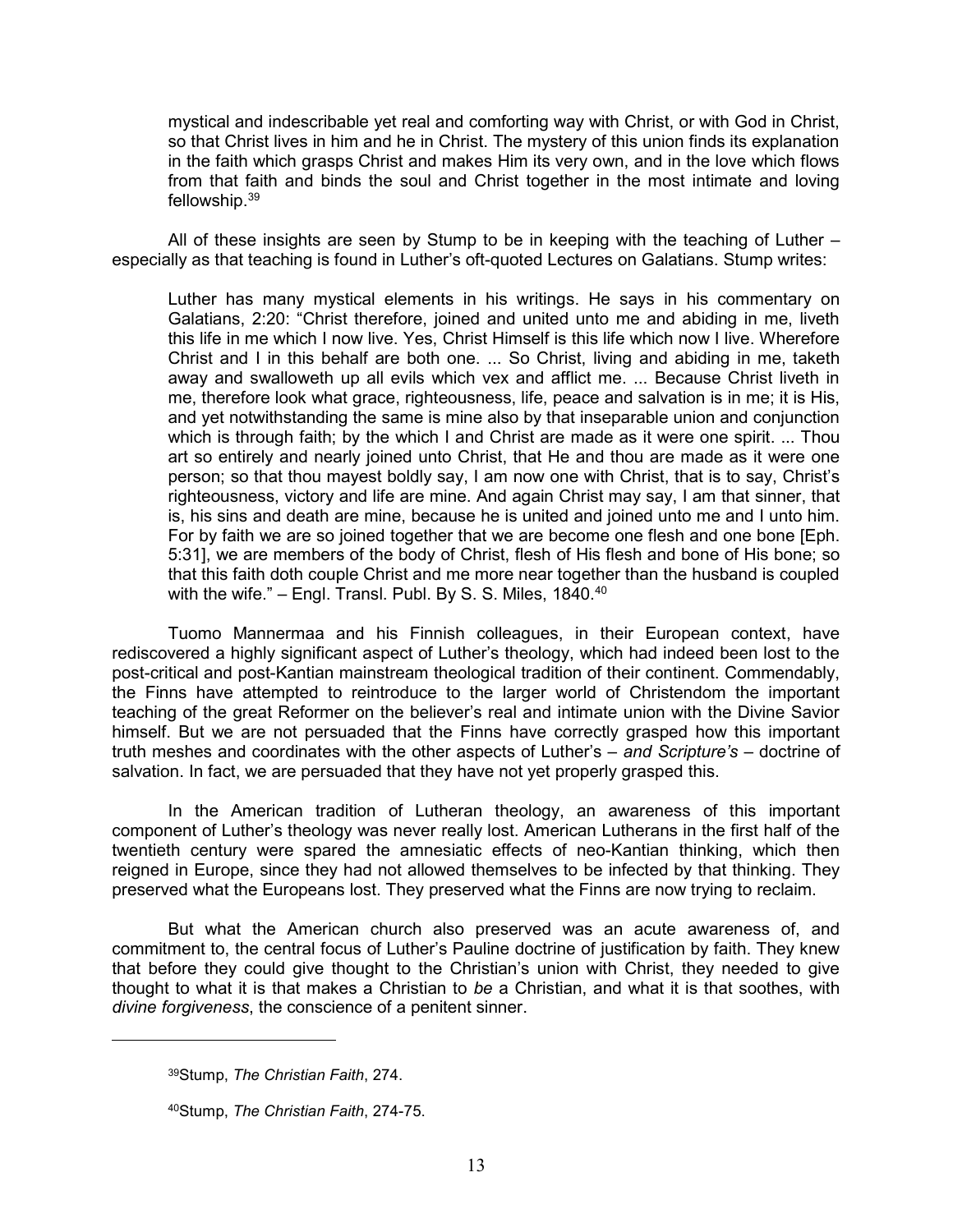> mystical and indescribable yet real and comforting way with Christ, or with God in Christ, so that Christ lives in him and he in Christ. The mystery of this union finds its explanation in the faith which grasps Christ and makes Him its very own, and in the love which flows from that faith and binds the soul and Christ together in the most intimate and loving fellowship.[39]

All of these insights are seen by Stump to be in keeping with the teaching of Luther – especially as that teaching is found in Luther's oft-quoted Lectures on Galatians. Stump writes:

> Luther has many mystical elements in his writings. He says in his commentary on Galatians, 2:20: "Christ therefore, joined and united unto me and abiding in me, liveth this life in me which I now live. Yes, Christ Himself is this life which now I live. Wherefore Christ and I in this behalf are both one. ... So Christ, living and abiding in me, taketh away and swalloweth up all evils which vex and afflict me. ... Because Christ liveth in me, therefore look what grace, righteousness, life, peace and salvation is in me; it is His, and yet notwithstanding the same is mine also by that inseparable union and conjunction which is through faith; by the which I and Christ are made as it were one spirit. ... Thou art so entirely and nearly joined unto Christ, that He and thou are made as it were one person; so that thou mayest boldly say, I am now one with Christ, that is to say, Christ's righteousness, victory and life are mine. And again Christ may say, I am that sinner, that is, his sins and death are mine, because he is united and joined unto me and I unto him. For by faith we are so joined together that we are become one flesh and one bone [Eph. 5:31], we are members of the body of Christ, flesh of His flesh and bone of His bone; so that this faith doth couple Christ and me more near together than the husband is coupled with the wife." – Engl. Transl. Publ. By S. S. Miles, 1840.[40]

Tuomo Mannermaa and his Finnish colleagues, in their European context, have rediscovered a highly significant aspect of Luther's theology, which had indeed been lost to the post-critical and post-Kantian mainstream theological tradition of their continent. Commendably, the Finns have attempted to reintroduce to the larger world of Christendom the important teaching of the great Reformer on the believer's real and intimate union with the Divine Savior himself. But we are not persuaded that the Finns have correctly grasped how this important truth meshes and coordinates with the other aspects of Luther's – *and Scripture's* – doctrine of salvation. In fact, we are persuaded that they have not yet properly grasped this.

In the American tradition of Lutheran theology, an awareness of this important component of Luther's theology was never really lost. American Lutherans in the first half of the twentieth century were spared the amnesiatic effects of neo-Kantian thinking, which then reigned in Europe, since they had not allowed themselves to be infected by that thinking. They preserved what the Europeans lost. They preserved what the Finns are now trying to reclaim.

But what the American church also preserved was an acute awareness of, and commitment to, the central focus of Luther's Pauline doctrine of justification by faith. They knew that before they could give thought to the Christian's union with Christ, they needed to give thought to what it is that makes a Christian to *be* a Christian, and what it is that soothes, with *divine forgiveness*, the conscience of a penitent sinner.

---

[39]Stump, *The Christian Faith*, 274.

[40]Stump, *The Christian Faith*, 274-75.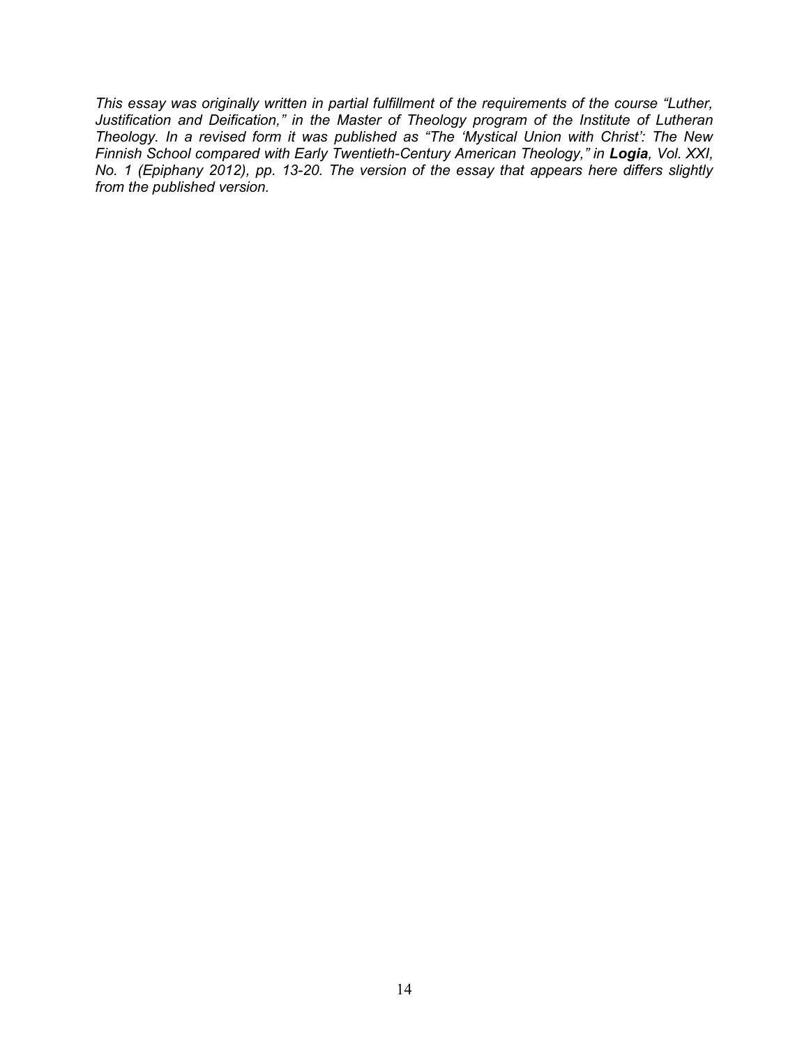*This essay was originally written in partial fulfillment of the requirements of the course "Luther, Justification and Deification," in the Master of Theology program of the Institute of Lutheran Theology. In a revised form it was published as "The 'Mystical Union with Christ': The New Finnish School compared with Early Twentieth-Century American Theology," in* ***Logia****, Vol. XXI, No. 1 (Epiphany 2012), pp. 13-20. The version of the essay that appears here differs slightly from the published version.*